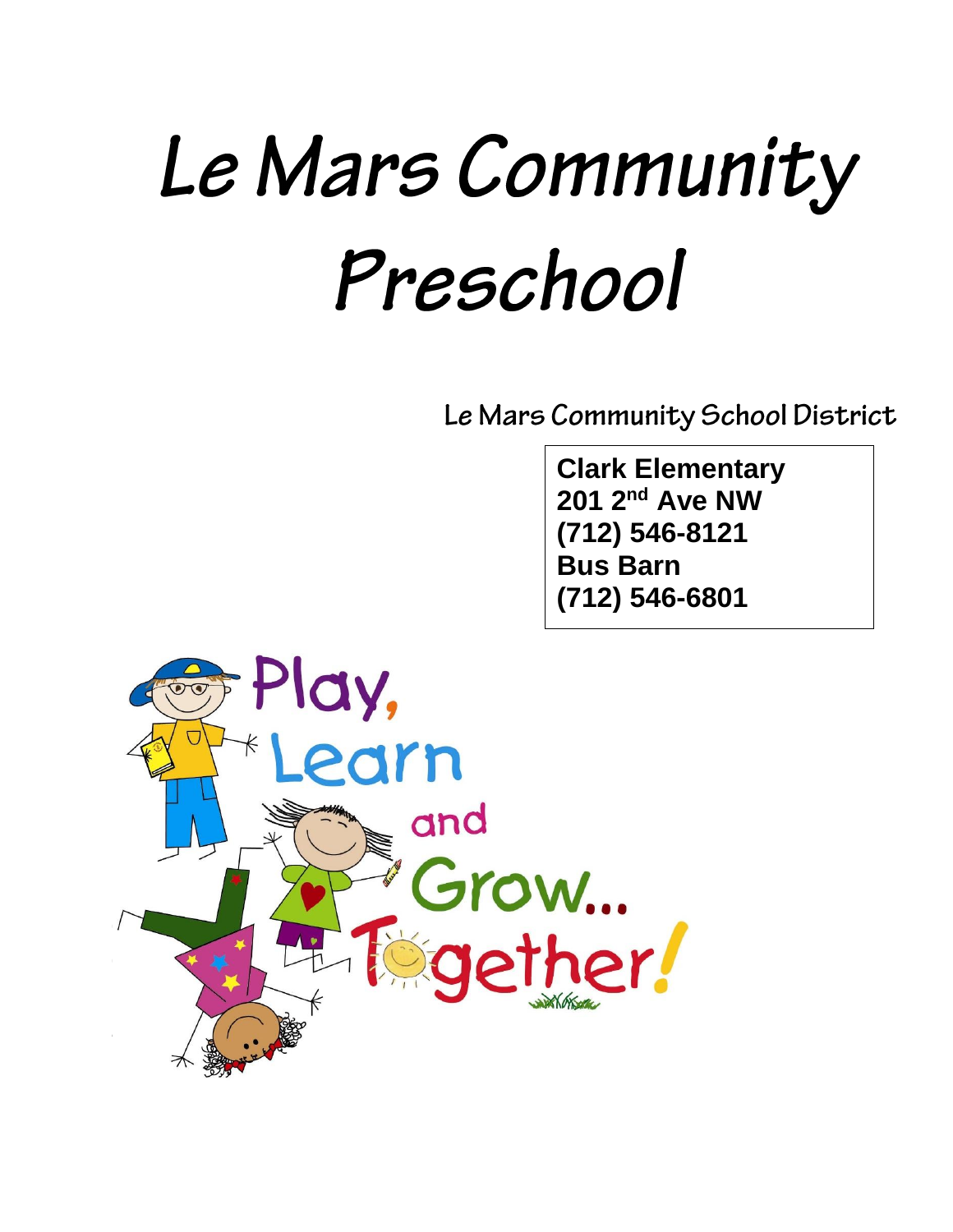# Le Mars Community Preschool

Le Mars Community School District

**Clark Elementary**
**201 2nd Ave NW**
**(712) 546-8121**
**Bus Barn**
**(712) 546-6801**

Play, Learn and Grow... Together!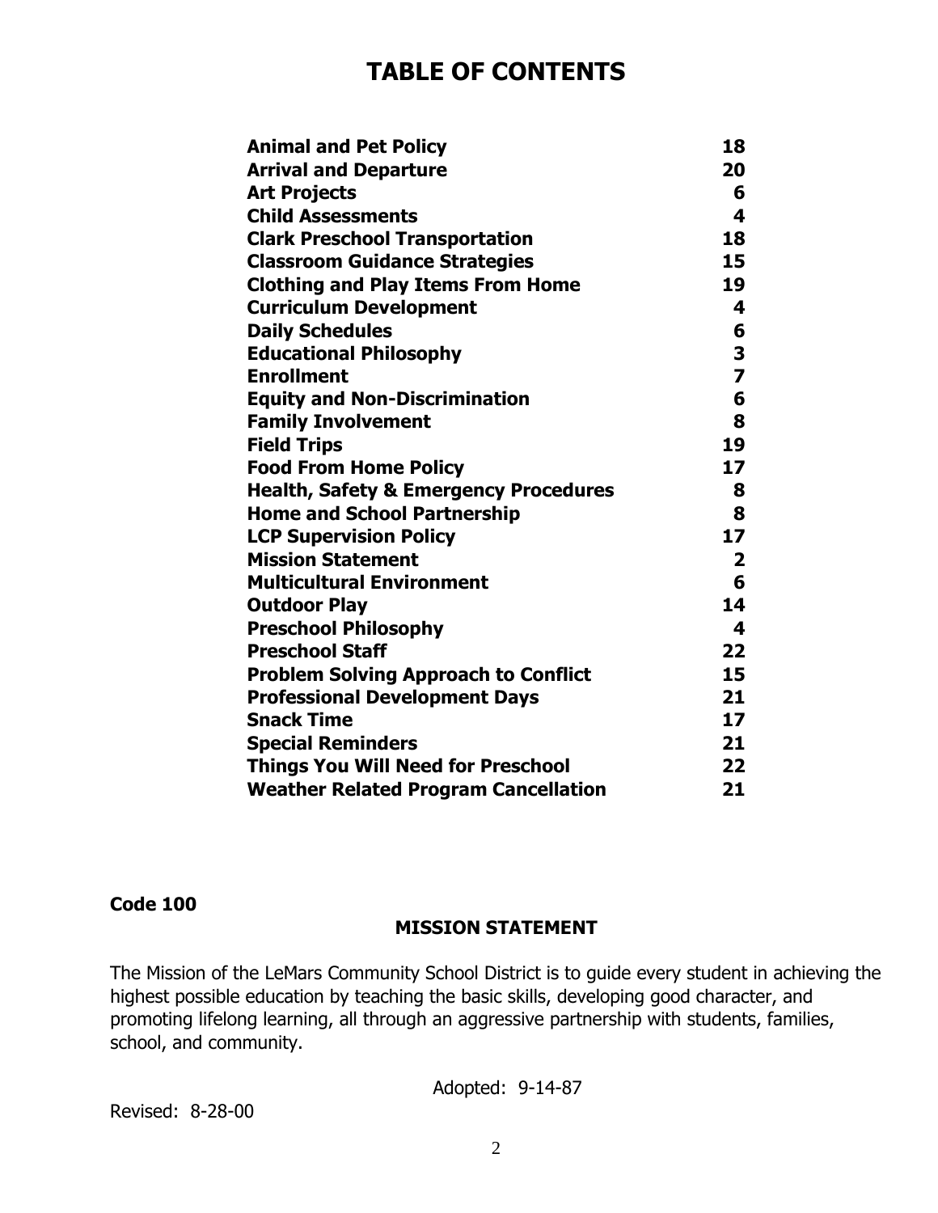# TABLE OF CONTENTS

| | |
|---|---|
| **Animal and Pet Policy** | **18** |
| **Arrival and Departure** | **20** |
| **Art Projects** | **6** |
| **Child Assessments** | **4** |
| **Clark Preschool Transportation** | **18** |
| **Classroom Guidance Strategies** | **15** |
| **Clothing and Play Items From Home** | **19** |
| **Curriculum Development** | **4** |
| **Daily Schedules** | **6** |
| **Educational Philosophy** | **3** |
| **Enrollment** | **7** |
| **Equity and Non-Discrimination** | **6** |
| **Family Involvement** | **8** |
| **Field Trips** | **19** |
| **Food From Home Policy** | **17** |
| **Health, Safety & Emergency Procedures** | **8** |
| **Home and School Partnership** | **8** |
| **LCP Supervision Policy** | **17** |
| **Mission Statement** | **2** |
| **Multicultural Environment** | **6** |
| **Outdoor Play** | **14** |
| **Preschool Philosophy** | **4** |
| **Preschool Staff** | **22** |
| **Problem Solving Approach to Conflict** | **15** |
| **Professional Development Days** | **21** |
| **Snack Time** | **17** |
| **Special Reminders** | **21** |
| **Things You Will Need for Preschool** | **22** |
| **Weather Related Program Cancellation** | **21** |

**Code 100**

## MISSION STATEMENT

The Mission of the LeMars Community School District is to guide every student in achieving the highest possible education by teaching the basic skills, developing good character, and promoting lifelong learning, all through an aggressive partnership with students, families, school, and community.

Adopted: 9-14-87

Revised: 8-28-00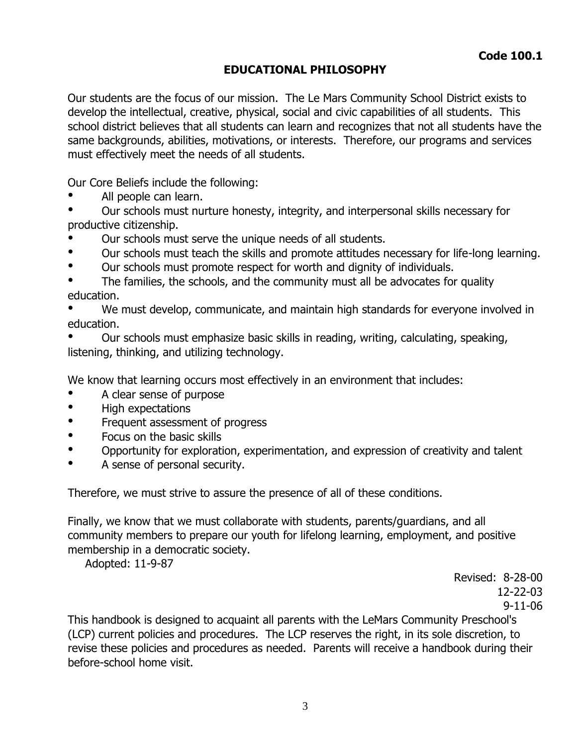**Code 100.1**

## EDUCATIONAL PHILOSOPHY

Our students are the focus of our mission. The Le Mars Community School District exists to develop the intellectual, creative, physical, social and civic capabilities of all students. This school district believes that all students can learn and recognizes that not all students have the same backgrounds, abilities, motivations, or interests. Therefore, our programs and services must effectively meet the needs of all students.

Our Core Beliefs include the following:

- All people can learn.
- Our schools must nurture honesty, integrity, and interpersonal skills necessary for productive citizenship.
- Our schools must serve the unique needs of all students.
- Our schools must teach the skills and promote attitudes necessary for life-long learning.
- Our schools must promote respect for worth and dignity of individuals.
- The families, the schools, and the community must all be advocates for quality education.
- We must develop, communicate, and maintain high standards for everyone involved in education.
- Our schools must emphasize basic skills in reading, writing, calculating, speaking, listening, thinking, and utilizing technology.

We know that learning occurs most effectively in an environment that includes:

- A clear sense of purpose
- High expectations
- Frequent assessment of progress
- Focus on the basic skills
- Opportunity for exploration, experimentation, and expression of creativity and talent
- A sense of personal security.

Therefore, we must strive to assure the presence of all of these conditions.

Finally, we know that we must collaborate with students, parents/guardians, and all community members to prepare our youth for lifelong learning, employment, and positive membership in a democratic society.

Adopted: 11-9-87

Revised: 8-28-00
12-22-03
9-11-06

This handbook is designed to acquaint all parents with the LeMars Community Preschool's (LCP) current policies and procedures. The LCP reserves the right, in its sole discretion, to revise these policies and procedures as needed. Parents will receive a handbook during their before-school home visit.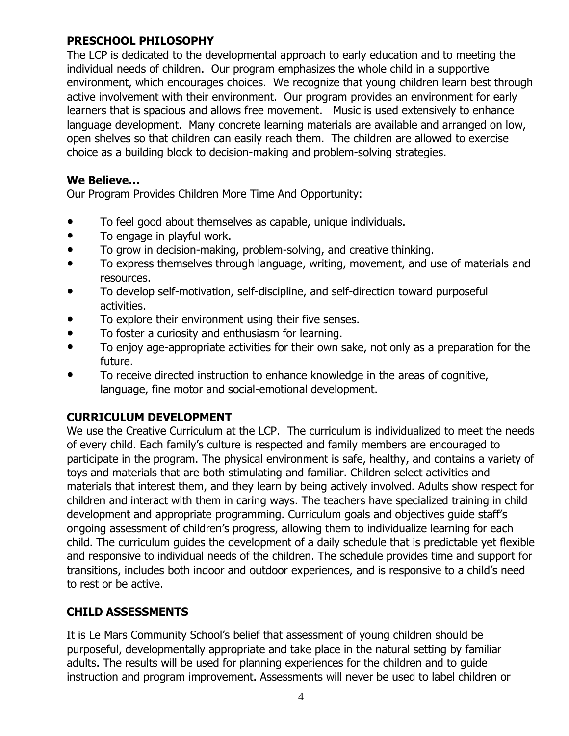## PRESCHOOL PHILOSOPHY

The LCP is dedicated to the developmental approach to early education and to meeting the individual needs of children. Our program emphasizes the whole child in a supportive environment, which encourages choices. We recognize that young children learn best through active involvement with their environment. Our program provides an environment for early learners that is spacious and allows free movement. Music is used extensively to enhance language development. Many concrete learning materials are available and arranged on low, open shelves so that children can easily reach them. The children are allowed to exercise choice as a building block to decision-making and problem-solving strategies.

### We Believe…

Our Program Provides Children More Time And Opportunity:

- To feel good about themselves as capable, unique individuals.
- To engage in playful work.
- To grow in decision-making, problem-solving, and creative thinking.
- To express themselves through language, writing, movement, and use of materials and resources.
- To develop self-motivation, self-discipline, and self-direction toward purposeful activities.
- To explore their environment using their five senses.
- To foster a curiosity and enthusiasm for learning.
- To enjoy age-appropriate activities for their own sake, not only as a preparation for the future.
- To receive directed instruction to enhance knowledge in the areas of cognitive, language, fine motor and social-emotional development.

## CURRICULUM DEVELOPMENT

We use the Creative Curriculum at the LCP. The curriculum is individualized to meet the needs of every child. Each family's culture is respected and family members are encouraged to participate in the program. The physical environment is safe, healthy, and contains a variety of toys and materials that are both stimulating and familiar. Children select activities and materials that interest them, and they learn by being actively involved. Adults show respect for children and interact with them in caring ways. The teachers have specialized training in child development and appropriate programming. Curriculum goals and objectives guide staff's ongoing assessment of children's progress, allowing them to individualize learning for each child. The curriculum guides the development of a daily schedule that is predictable yet flexible and responsive to individual needs of the children. The schedule provides time and support for transitions, includes both indoor and outdoor experiences, and is responsive to a child's need to rest or be active.

## CHILD ASSESSMENTS

It is Le Mars Community School's belief that assessment of young children should be purposeful, developmentally appropriate and take place in the natural setting by familiar adults. The results will be used for planning experiences for the children and to guide instruction and program improvement. Assessments will never be used to label children or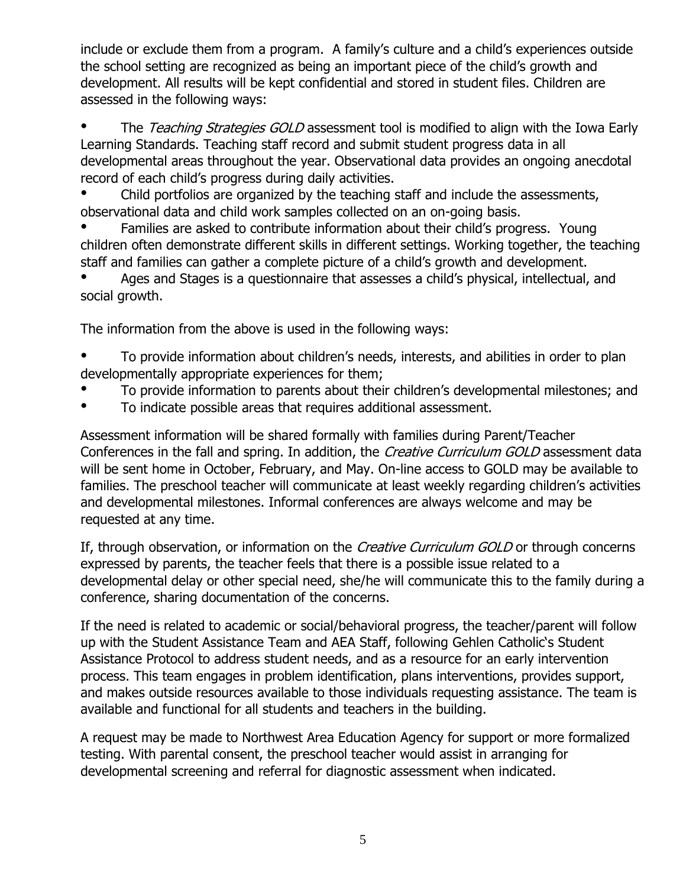include or exclude them from a program. A family's culture and a child's experiences outside the school setting are recognized as being an important piece of the child's growth and development. All results will be kept confidential and stored in student files. Children are assessed in the following ways:

- The *Teaching Strategies GOLD* assessment tool is modified to align with the Iowa Early Learning Standards. Teaching staff record and submit student progress data in all developmental areas throughout the year. Observational data provides an ongoing anecdotal record of each child's progress during daily activities.
- Child portfolios are organized by the teaching staff and include the assessments, observational data and child work samples collected on an on-going basis.
- Families are asked to contribute information about their child's progress. Young children often demonstrate different skills in different settings. Working together, the teaching staff and families can gather a complete picture of a child's growth and development.
- Ages and Stages is a questionnaire that assesses a child's physical, intellectual, and social growth.

The information from the above is used in the following ways:

- To provide information about children's needs, interests, and abilities in order to plan developmentally appropriate experiences for them;
- To provide information to parents about their children's developmental milestones; and
- To indicate possible areas that requires additional assessment.

Assessment information will be shared formally with families during Parent/Teacher Conferences in the fall and spring. In addition, the *Creative Curriculum GOLD* assessment data will be sent home in October, February, and May. On-line access to GOLD may be available to families. The preschool teacher will communicate at least weekly regarding children's activities and developmental milestones. Informal conferences are always welcome and may be requested at any time.

If, through observation, or information on the *Creative Curriculum GOLD* or through concerns expressed by parents, the teacher feels that there is a possible issue related to a developmental delay or other special need, she/he will communicate this to the family during a conference, sharing documentation of the concerns.

If the need is related to academic or social/behavioral progress, the teacher/parent will follow up with the Student Assistance Team and AEA Staff, following Gehlen Catholic's Student Assistance Protocol to address student needs, and as a resource for an early intervention process. This team engages in problem identification, plans interventions, provides support, and makes outside resources available to those individuals requesting assistance. The team is available and functional for all students and teachers in the building.

A request may be made to Northwest Area Education Agency for support or more formalized testing. With parental consent, the preschool teacher would assist in arranging for developmental screening and referral for diagnostic assessment when indicated.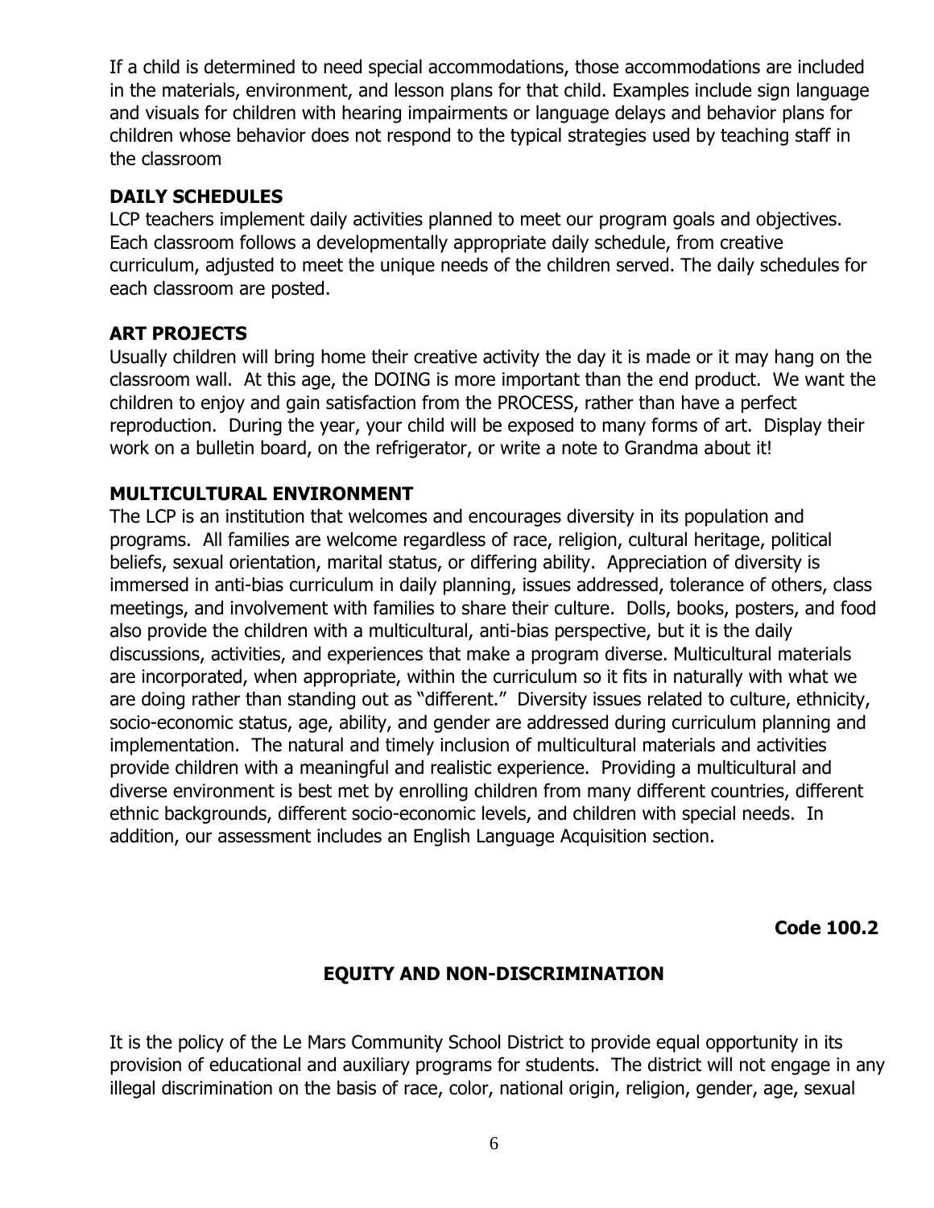If a child is determined to need special accommodations, those accommodations are included in the materials, environment, and lesson plans for that child. Examples include sign language and visuals for children with hearing impairments or language delays and behavior plans for children whose behavior does not respond to the typical strategies used by teaching staff in the classroom

## DAILY SCHEDULES

LCP teachers implement daily activities planned to meet our program goals and objectives. Each classroom follows a developmentally appropriate daily schedule, from creative curriculum, adjusted to meet the unique needs of the children served. The daily schedules for each classroom are posted.

## ART PROJECTS

Usually children will bring home their creative activity the day it is made or it may hang on the classroom wall. At this age, the DOING is more important than the end product. We want the children to enjoy and gain satisfaction from the PROCESS, rather than have a perfect reproduction. During the year, your child will be exposed to many forms of art. Display their work on a bulletin board, on the refrigerator, or write a note to Grandma about it!

## MULTICULTURAL ENVIRONMENT

The LCP is an institution that welcomes and encourages diversity in its population and programs. All families are welcome regardless of race, religion, cultural heritage, political beliefs, sexual orientation, marital status, or differing ability. Appreciation of diversity is immersed in anti-bias curriculum in daily planning, issues addressed, tolerance of others, class meetings, and involvement with families to share their culture. Dolls, books, posters, and food also provide the children with a multicultural, anti-bias perspective, but it is the daily discussions, activities, and experiences that make a program diverse. Multicultural materials are incorporated, when appropriate, within the curriculum so it fits in naturally with what we are doing rather than standing out as "different." Diversity issues related to culture, ethnicity, socio-economic status, age, ability, and gender are addressed during curriculum planning and implementation. The natural and timely inclusion of multicultural materials and activities provide children with a meaningful and realistic experience. Providing a multicultural and diverse environment is best met by enrolling children from many different countries, different ethnic backgrounds, different socio-economic levels, and children with special needs. In addition, our assessment includes an English Language Acquisition section.

**Code 100.2**

## EQUITY AND NON-DISCRIMINATION

It is the policy of the Le Mars Community School District to provide equal opportunity in its provision of educational and auxiliary programs for students. The district will not engage in any illegal discrimination on the basis of race, color, national origin, religion, gender, age, sexual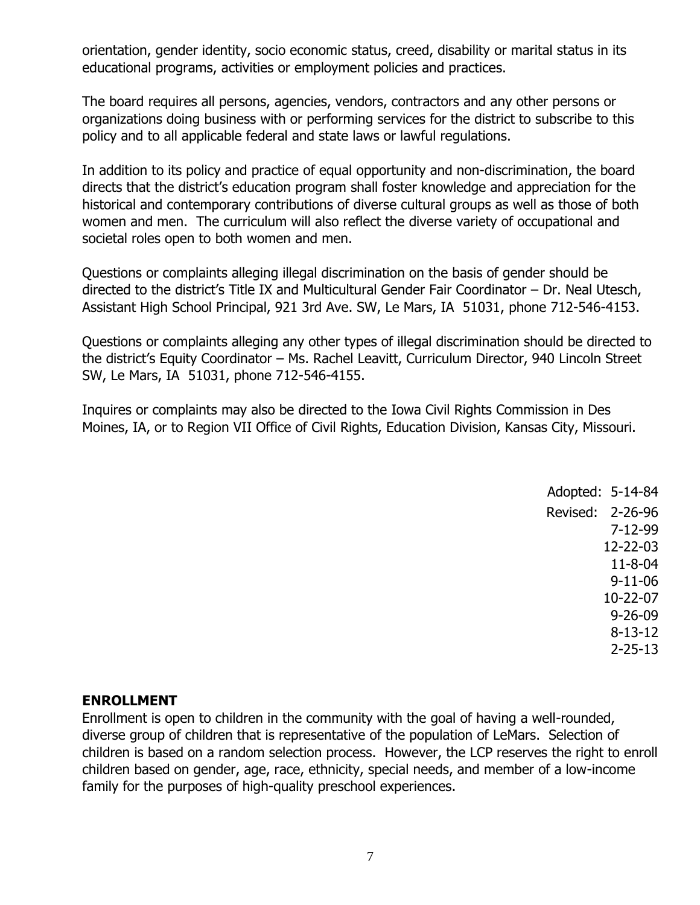orientation, gender identity, socio economic status, creed, disability or marital status in its educational programs, activities or employment policies and practices.

The board requires all persons, agencies, vendors, contractors and any other persons or organizations doing business with or performing services for the district to subscribe to this policy and to all applicable federal and state laws or lawful regulations.

In addition to its policy and practice of equal opportunity and non-discrimination, the board directs that the district's education program shall foster knowledge and appreciation for the historical and contemporary contributions of diverse cultural groups as well as those of both women and men. The curriculum will also reflect the diverse variety of occupational and societal roles open to both women and men.

Questions or complaints alleging illegal discrimination on the basis of gender should be directed to the district's Title IX and Multicultural Gender Fair Coordinator – Dr. Neal Utesch, Assistant High School Principal, 921 3rd Ave. SW, Le Mars, IA 51031, phone 712-546-4153.

Questions or complaints alleging any other types of illegal discrimination should be directed to the district's Equity Coordinator – Ms. Rachel Leavitt, Curriculum Director, 940 Lincoln Street SW, Le Mars, IA 51031, phone 712-546-4155.

Inquires or complaints may also be directed to the Iowa Civil Rights Commission in Des Moines, IA, or to Region VII Office of Civil Rights, Education Division, Kansas City, Missouri.

Adopted: 5-14-84
Revised: 2-26-96
7-12-99
12-22-03
11-8-04
9-11-06
10-22-07
9-26-09
8-13-12
2-25-13

## ENROLLMENT

Enrollment is open to children in the community with the goal of having a well-rounded, diverse group of children that is representative of the population of LeMars. Selection of children is based on a random selection process. However, the LCP reserves the right to enroll children based on gender, age, race, ethnicity, special needs, and member of a low-income family for the purposes of high-quality preschool experiences.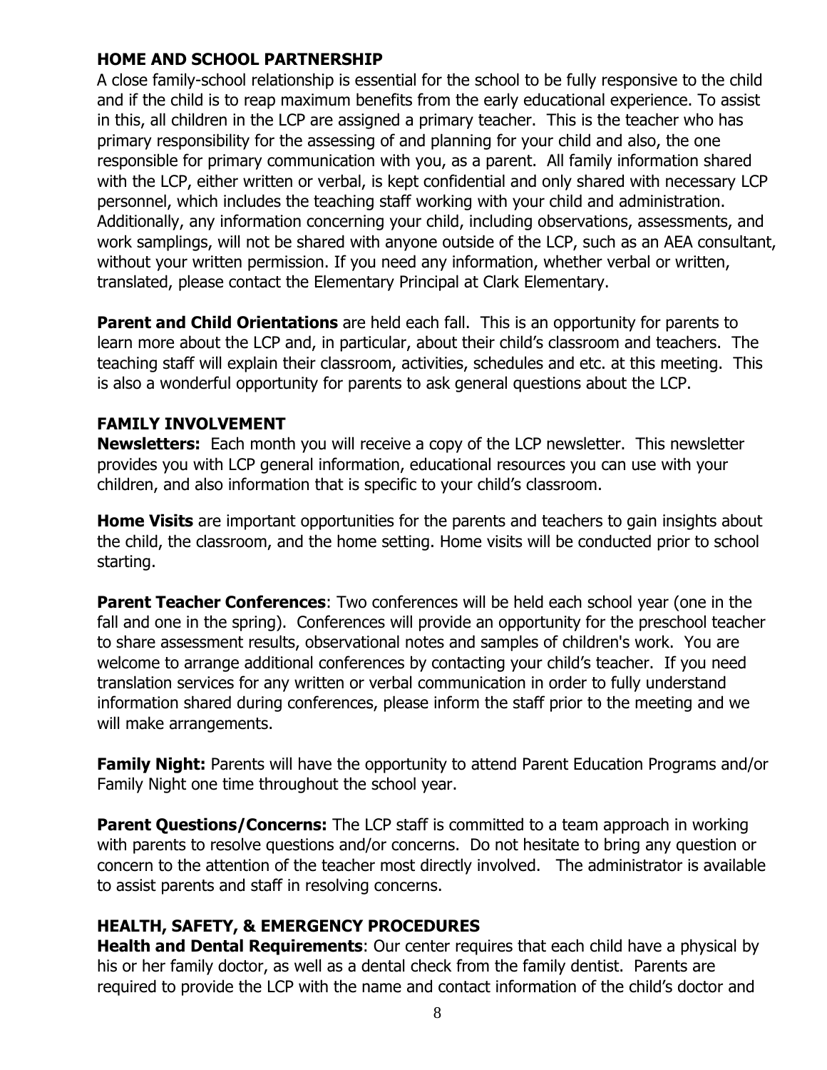## HOME AND SCHOOL PARTNERSHIP

A close family-school relationship is essential for the school to be fully responsive to the child and if the child is to reap maximum benefits from the early educational experience. To assist in this, all children in the LCP are assigned a primary teacher. This is the teacher who has primary responsibility for the assessing of and planning for your child and also, the one responsible for primary communication with you, as a parent. All family information shared with the LCP, either written or verbal, is kept confidential and only shared with necessary LCP personnel, which includes the teaching staff working with your child and administration. Additionally, any information concerning your child, including observations, assessments, and work samplings, will not be shared with anyone outside of the LCP, such as an AEA consultant, without your written permission. If you need any information, whether verbal or written, translated, please contact the Elementary Principal at Clark Elementary.

**Parent and Child Orientations** are held each fall. This is an opportunity for parents to learn more about the LCP and, in particular, about their child's classroom and teachers. The teaching staff will explain their classroom, activities, schedules and etc. at this meeting. This is also a wonderful opportunity for parents to ask general questions about the LCP.

## FAMILY INVOLVEMENT

**Newsletters:** Each month you will receive a copy of the LCP newsletter. This newsletter provides you with LCP general information, educational resources you can use with your children, and also information that is specific to your child's classroom.

**Home Visits** are important opportunities for the parents and teachers to gain insights about the child, the classroom, and the home setting. Home visits will be conducted prior to school starting.

**Parent Teacher Conferences**: Two conferences will be held each school year (one in the fall and one in the spring). Conferences will provide an opportunity for the preschool teacher to share assessment results, observational notes and samples of children's work. You are welcome to arrange additional conferences by contacting your child's teacher. If you need translation services for any written or verbal communication in order to fully understand information shared during conferences, please inform the staff prior to the meeting and we will make arrangements.

**Family Night:** Parents will have the opportunity to attend Parent Education Programs and/or Family Night one time throughout the school year.

**Parent Questions/Concerns:** The LCP staff is committed to a team approach in working with parents to resolve questions and/or concerns. Do not hesitate to bring any question or concern to the attention of the teacher most directly involved. The administrator is available to assist parents and staff in resolving concerns.

## HEALTH, SAFETY, & EMERGENCY PROCEDURES

**Health and Dental Requirements**: Our center requires that each child have a physical by his or her family doctor, as well as a dental check from the family dentist. Parents are required to provide the LCP with the name and contact information of the child's doctor and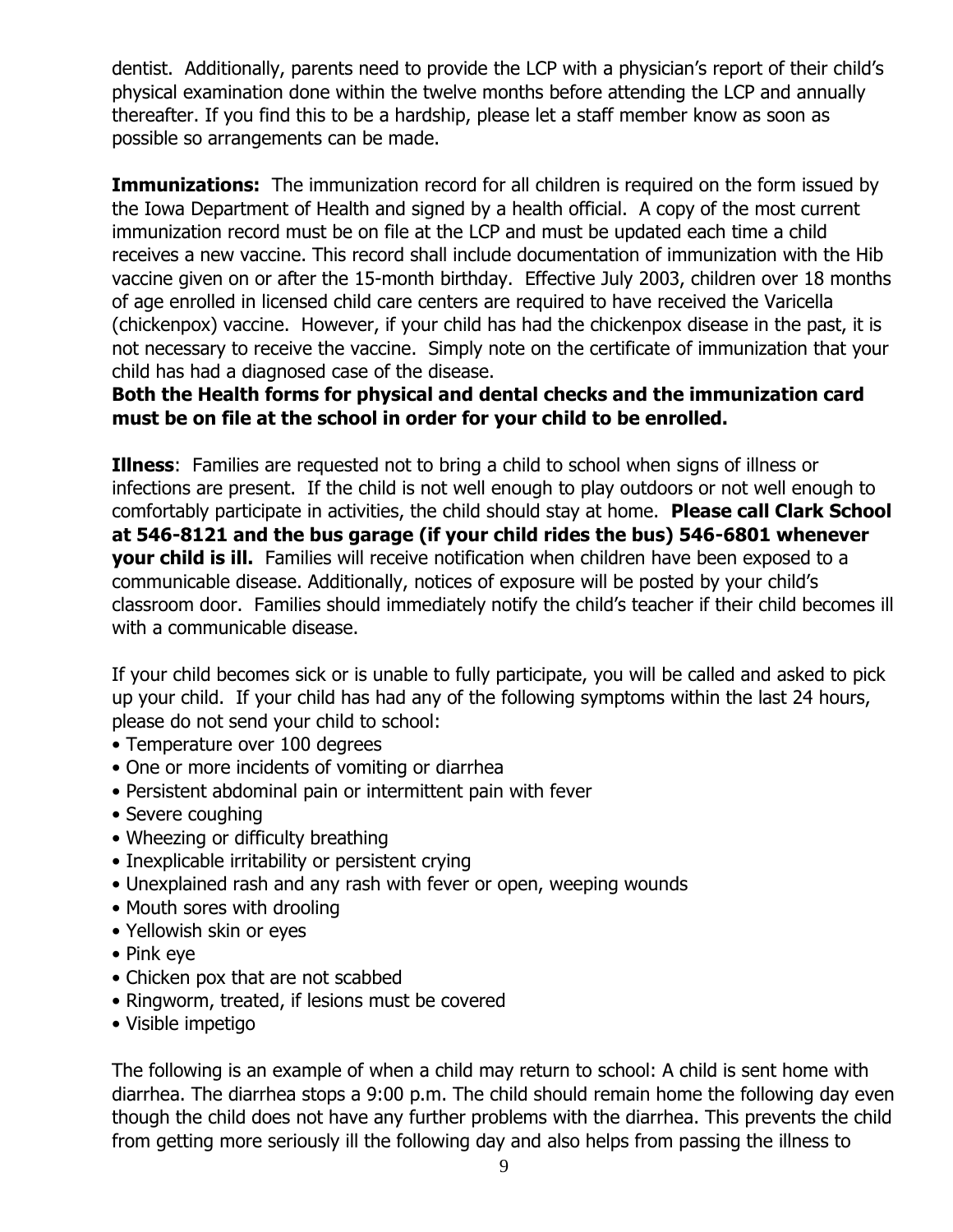dentist. Additionally, parents need to provide the LCP with a physician's report of their child's physical examination done within the twelve months before attending the LCP and annually thereafter. If you find this to be a hardship, please let a staff member know as soon as possible so arrangements can be made.

**Immunizations:** The immunization record for all children is required on the form issued by the Iowa Department of Health and signed by a health official. A copy of the most current immunization record must be on file at the LCP and must be updated each time a child receives a new vaccine. This record shall include documentation of immunization with the Hib vaccine given on or after the 15-month birthday. Effective July 2003, children over 18 months of age enrolled in licensed child care centers are required to have received the Varicella (chickenpox) vaccine. However, if your child has had the chickenpox disease in the past, it is not necessary to receive the vaccine. Simply note on the certificate of immunization that your child has had a diagnosed case of the disease.

**Both the Health forms for physical and dental checks and the immunization card must be on file at the school in order for your child to be enrolled.**

**Illness**: Families are requested not to bring a child to school when signs of illness or infections are present. If the child is not well enough to play outdoors or not well enough to comfortably participate in activities, the child should stay at home. **Please call Clark School at 546-8121 and the bus garage (if your child rides the bus) 546-6801 whenever your child is ill.** Families will receive notification when children have been exposed to a communicable disease. Additionally, notices of exposure will be posted by your child's classroom door. Families should immediately notify the child's teacher if their child becomes ill with a communicable disease.

If your child becomes sick or is unable to fully participate, you will be called and asked to pick up your child. If your child has had any of the following symptoms within the last 24 hours, please do not send your child to school:

- Temperature over 100 degrees
- One or more incidents of vomiting or diarrhea
- Persistent abdominal pain or intermittent pain with fever
- Severe coughing
- Wheezing or difficulty breathing
- Inexplicable irritability or persistent crying
- Unexplained rash and any rash with fever or open, weeping wounds
- Mouth sores with drooling
- Yellowish skin or eyes
- Pink eye
- Chicken pox that are not scabbed
- Ringworm, treated, if lesions must be covered
- Visible impetigo

The following is an example of when a child may return to school: A child is sent home with diarrhea. The diarrhea stops a 9:00 p.m. The child should remain home the following day even though the child does not have any further problems with the diarrhea. This prevents the child from getting more seriously ill the following day and also helps from passing the illness to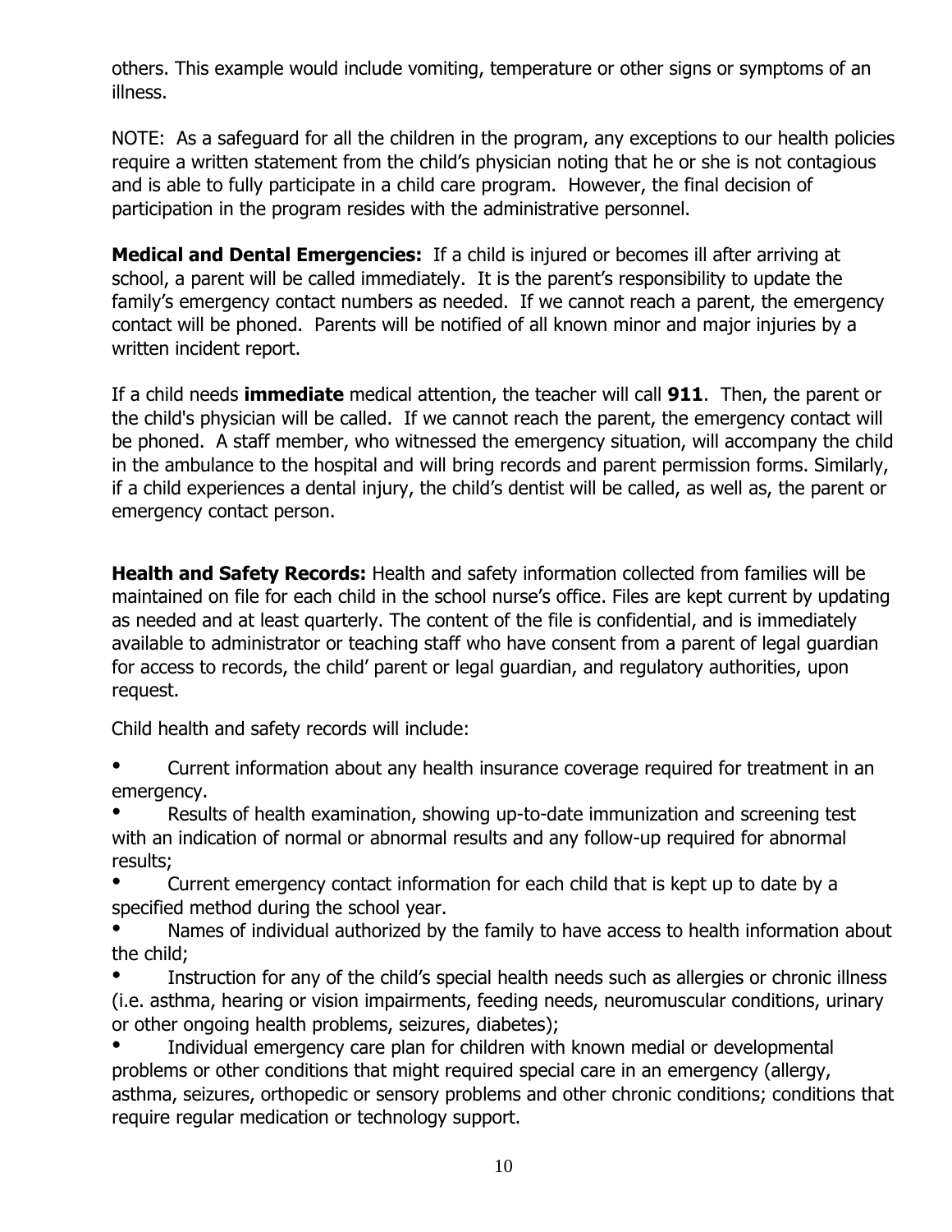others. This example would include vomiting, temperature or other signs or symptoms of an illness.

NOTE: As a safeguard for all the children in the program, any exceptions to our health policies require a written statement from the child's physician noting that he or she is not contagious and is able to fully participate in a child care program. However, the final decision of participation in the program resides with the administrative personnel.

**Medical and Dental Emergencies:** If a child is injured or becomes ill after arriving at school, a parent will be called immediately. It is the parent's responsibility to update the family's emergency contact numbers as needed. If we cannot reach a parent, the emergency contact will be phoned. Parents will be notified of all known minor and major injuries by a written incident report.

If a child needs **immediate** medical attention, the teacher will call **911**. Then, the parent or the child's physician will be called. If we cannot reach the parent, the emergency contact will be phoned. A staff member, who witnessed the emergency situation, will accompany the child in the ambulance to the hospital and will bring records and parent permission forms. Similarly, if a child experiences a dental injury, the child's dentist will be called, as well as, the parent or emergency contact person.

**Health and Safety Records:** Health and safety information collected from families will be maintained on file for each child in the school nurse's office. Files are kept current by updating as needed and at least quarterly. The content of the file is confidential, and is immediately available to administrator or teaching staff who have consent from a parent of legal guardian for access to records, the child' parent or legal guardian, and regulatory authorities, upon request.

Child health and safety records will include:

- Current information about any health insurance coverage required for treatment in an emergency.
- Results of health examination, showing up-to-date immunization and screening test with an indication of normal or abnormal results and any follow-up required for abnormal results;
- Current emergency contact information for each child that is kept up to date by a specified method during the school year.
- Names of individual authorized by the family to have access to health information about the child;
- Instruction for any of the child's special health needs such as allergies or chronic illness (i.e. asthma, hearing or vision impairments, feeding needs, neuromuscular conditions, urinary or other ongoing health problems, seizures, diabetes);
- Individual emergency care plan for children with known medial or developmental problems or other conditions that might required special care in an emergency (allergy, asthma, seizures, orthopedic or sensory problems and other chronic conditions; conditions that require regular medication or technology support.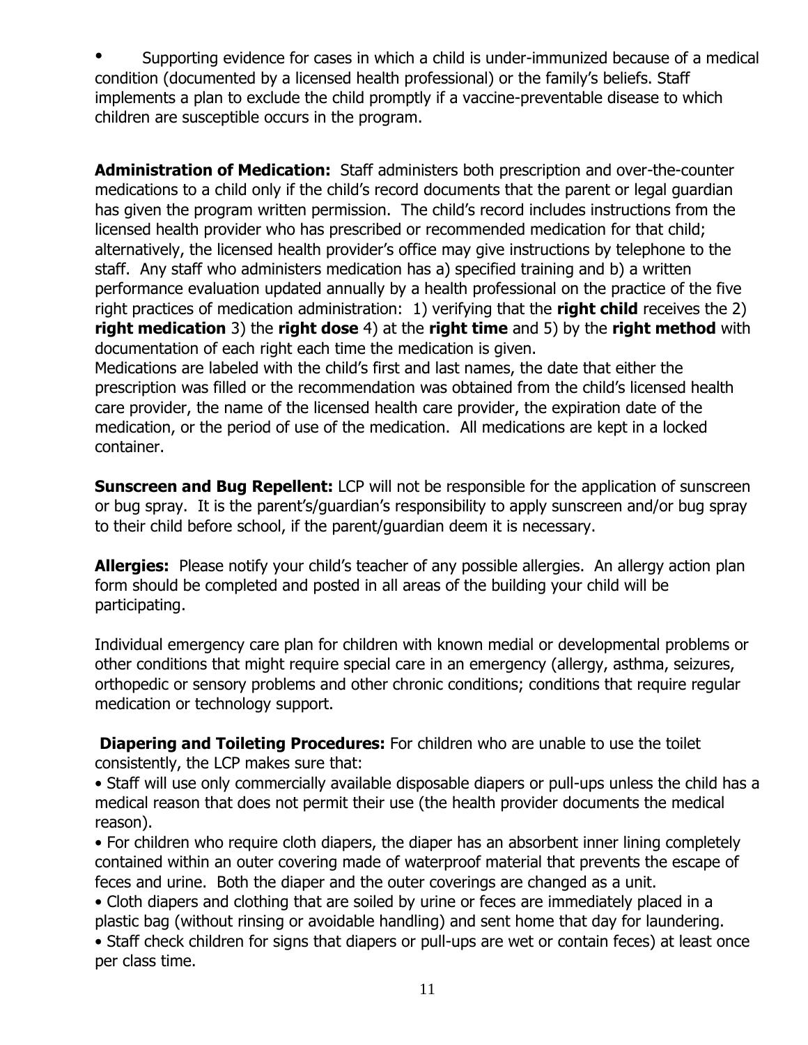- Supporting evidence for cases in which a child is under-immunized because of a medical condition (documented by a licensed health professional) or the family's beliefs. Staff implements a plan to exclude the child promptly if a vaccine-preventable disease to which children are susceptible occurs in the program.

**Administration of Medication:** Staff administers both prescription and over-the-counter medications to a child only if the child's record documents that the parent or legal guardian has given the program written permission. The child's record includes instructions from the licensed health provider who has prescribed or recommended medication for that child; alternatively, the licensed health provider's office may give instructions by telephone to the staff. Any staff who administers medication has a) specified training and b) a written performance evaluation updated annually by a health professional on the practice of the five right practices of medication administration: 1) verifying that the **right child** receives the 2) **right medication** 3) the **right dose** 4) at the **right time** and 5) by the **right method** with documentation of each right each time the medication is given.
Medications are labeled with the child's first and last names, the date that either the prescription was filled or the recommendation was obtained from the child's licensed health care provider, the name of the licensed health care provider, the expiration date of the medication, or the period of use of the medication. All medications are kept in a locked container.

**Sunscreen and Bug Repellent:** LCP will not be responsible for the application of sunscreen or bug spray. It is the parent's/guardian's responsibility to apply sunscreen and/or bug spray to their child before school, if the parent/guardian deem it is necessary.

**Allergies:** Please notify your child's teacher of any possible allergies. An allergy action plan form should be completed and posted in all areas of the building your child will be participating.

Individual emergency care plan for children with known medial or developmental problems or other conditions that might require special care in an emergency (allergy, asthma, seizures, orthopedic or sensory problems and other chronic conditions; conditions that require regular medication or technology support.

**Diapering and Toileting Procedures:** For children who are unable to use the toilet consistently, the LCP makes sure that:

- Staff will use only commercially available disposable diapers or pull-ups unless the child has a medical reason that does not permit their use (the health provider documents the medical reason).
- For children who require cloth diapers, the diaper has an absorbent inner lining completely contained within an outer covering made of waterproof material that prevents the escape of feces and urine. Both the diaper and the outer coverings are changed as a unit.
- Cloth diapers and clothing that are soiled by urine or feces are immediately placed in a plastic bag (without rinsing or avoidable handling) and sent home that day for laundering.
- Staff check children for signs that diapers or pull-ups are wet or contain feces) at least once per class time.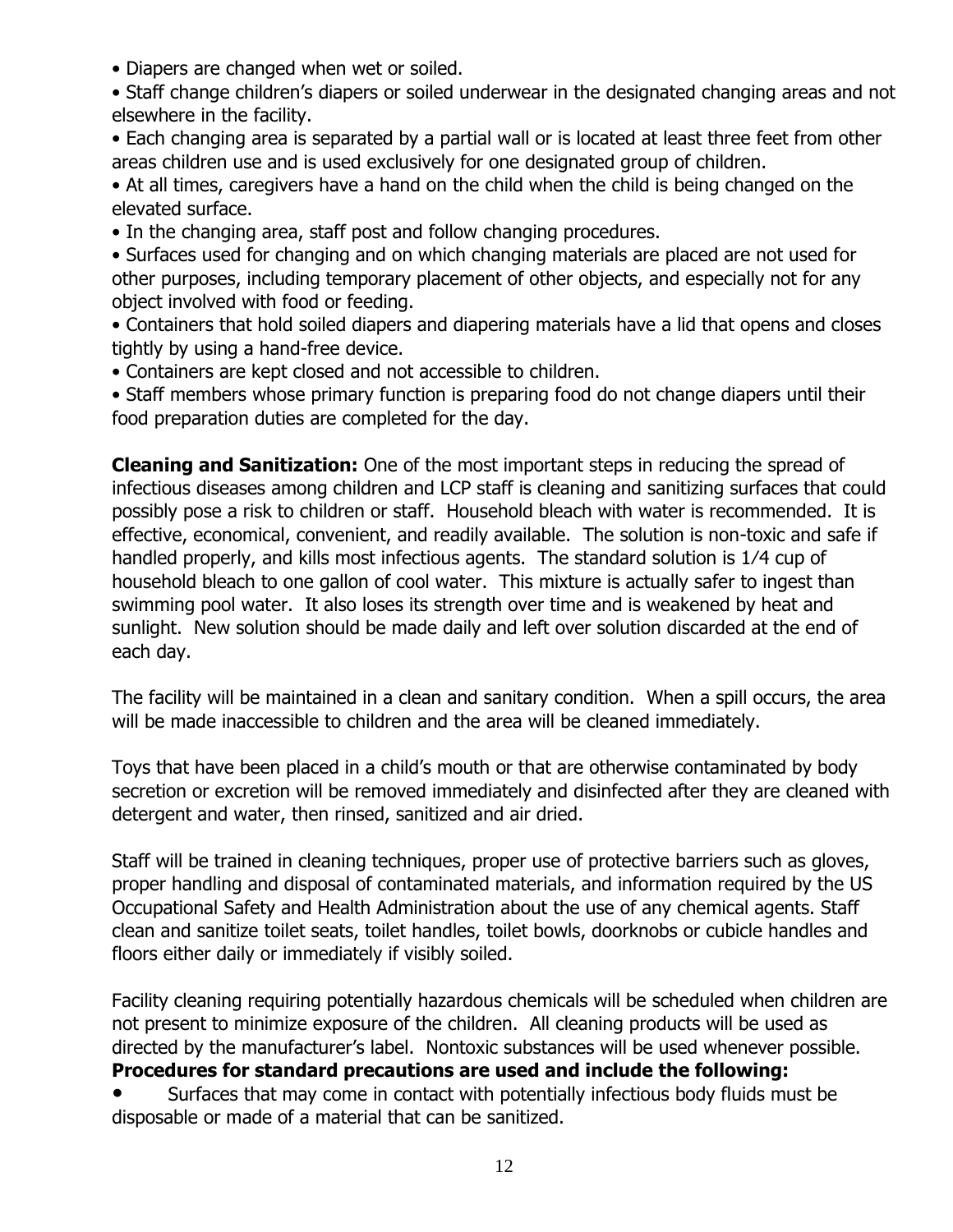- Diapers are changed when wet or soiled.
- Staff change children's diapers or soiled underwear in the designated changing areas and not elsewhere in the facility.
- Each changing area is separated by a partial wall or is located at least three feet from other areas children use and is used exclusively for one designated group of children.
- At all times, caregivers have a hand on the child when the child is being changed on the elevated surface.
- In the changing area, staff post and follow changing procedures.
- Surfaces used for changing and on which changing materials are placed are not used for other purposes, including temporary placement of other objects, and especially not for any object involved with food or feeding.
- Containers that hold soiled diapers and diapering materials have a lid that opens and closes tightly by using a hand-free device.
- Containers are kept closed and not accessible to children.
- Staff members whose primary function is preparing food do not change diapers until their food preparation duties are completed for the day.

**Cleaning and Sanitization:** One of the most important steps in reducing the spread of infectious diseases among children and LCP staff is cleaning and sanitizing surfaces that could possibly pose a risk to children or staff. Household bleach with water is recommended. It is effective, economical, convenient, and readily available. The solution is non-toxic and safe if handled properly, and kills most infectious agents. The standard solution is 1/4 cup of household bleach to one gallon of cool water. This mixture is actually safer to ingest than swimming pool water. It also loses its strength over time and is weakened by heat and sunlight. New solution should be made daily and left over solution discarded at the end of each day.

The facility will be maintained in a clean and sanitary condition. When a spill occurs, the area will be made inaccessible to children and the area will be cleaned immediately.

Toys that have been placed in a child's mouth or that are otherwise contaminated by body secretion or excretion will be removed immediately and disinfected after they are cleaned with detergent and water, then rinsed, sanitized and air dried.

Staff will be trained in cleaning techniques, proper use of protective barriers such as gloves, proper handling and disposal of contaminated materials, and information required by the US Occupational Safety and Health Administration about the use of any chemical agents. Staff clean and sanitize toilet seats, toilet handles, toilet bowls, doorknobs or cubicle handles and floors either daily or immediately if visibly soiled.

Facility cleaning requiring potentially hazardous chemicals will be scheduled when children are not present to minimize exposure of the children. All cleaning products will be used as directed by the manufacturer's label. Nontoxic substances will be used whenever possible.

**Procedures for standard precautions are used and include the following:**

- Surfaces that may come in contact with potentially infectious body fluids must be disposable or made of a material that can be sanitized.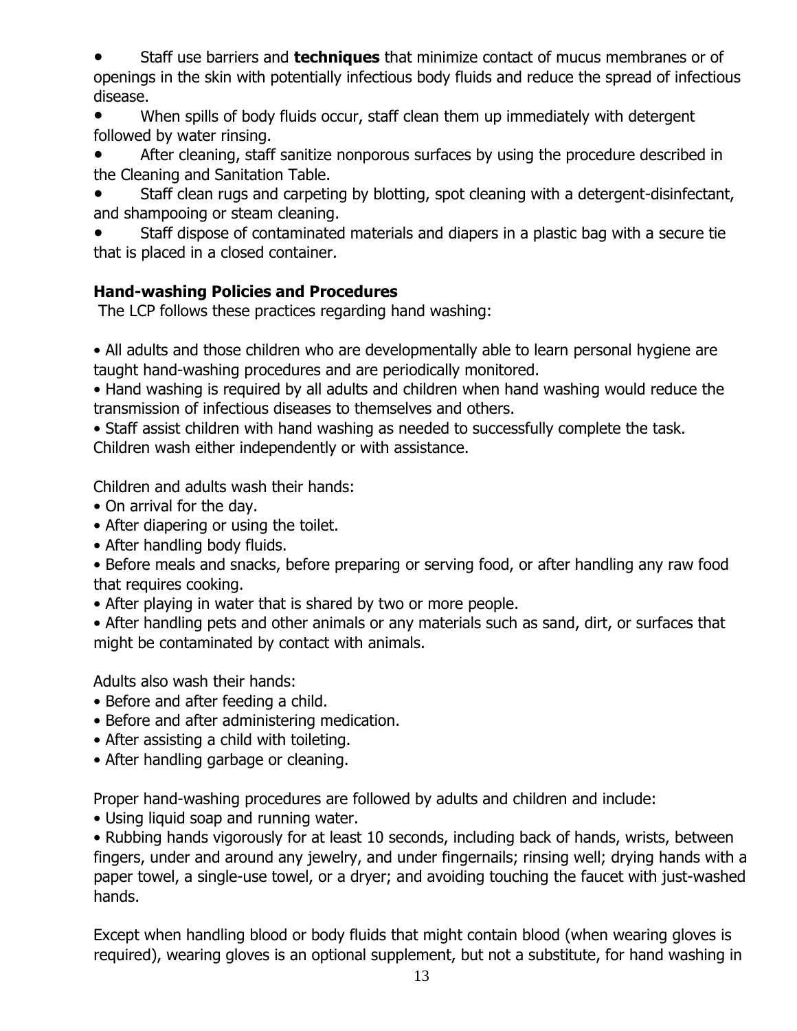- Staff use barriers and **techniques** that minimize contact of mucus membranes or of openings in the skin with potentially infectious body fluids and reduce the spread of infectious disease.
- When spills of body fluids occur, staff clean them up immediately with detergent followed by water rinsing.
- After cleaning, staff sanitize nonporous surfaces by using the procedure described in the Cleaning and Sanitation Table.
- Staff clean rugs and carpeting by blotting, spot cleaning with a detergent-disinfectant, and shampooing or steam cleaning.
- Staff dispose of contaminated materials and diapers in a plastic bag with a secure tie that is placed in a closed container.

**Hand-washing Policies and Procedures**

The LCP follows these practices regarding hand washing:

- All adults and those children who are developmentally able to learn personal hygiene are taught hand-washing procedures and are periodically monitored.
- Hand washing is required by all adults and children when hand washing would reduce the transmission of infectious diseases to themselves and others.
- Staff assist children with hand washing as needed to successfully complete the task. Children wash either independently or with assistance.

Children and adults wash their hands:

- On arrival for the day.
- After diapering or using the toilet.
- After handling body fluids.
- Before meals and snacks, before preparing or serving food, or after handling any raw food that requires cooking.
- After playing in water that is shared by two or more people.
- After handling pets and other animals or any materials such as sand, dirt, or surfaces that might be contaminated by contact with animals.

Adults also wash their hands:

- Before and after feeding a child.
- Before and after administering medication.
- After assisting a child with toileting.
- After handling garbage or cleaning.

Proper hand-washing procedures are followed by adults and children and include:

- Using liquid soap and running water.
- Rubbing hands vigorously for at least 10 seconds, including back of hands, wrists, between fingers, under and around any jewelry, and under fingernails; rinsing well; drying hands with a paper towel, a single-use towel, or a dryer; and avoiding touching the faucet with just-washed hands.

Except when handling blood or body fluids that might contain blood (when wearing gloves is required), wearing gloves is an optional supplement, but not a substitute, for hand washing in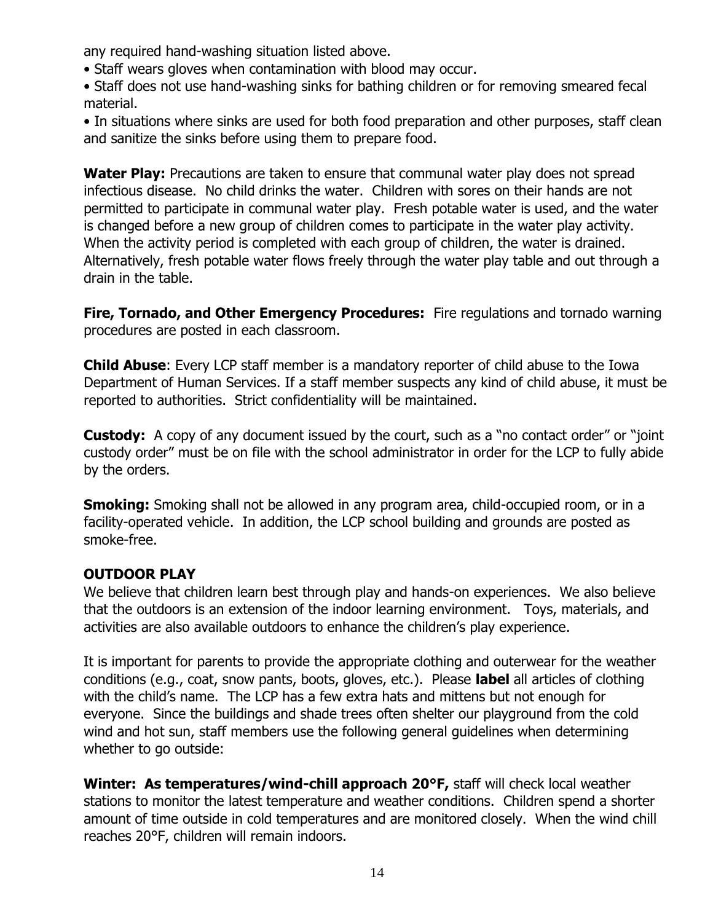any required hand-washing situation listed above.

- Staff wears gloves when contamination with blood may occur.
- Staff does not use hand-washing sinks for bathing children or for removing smeared fecal material.
- In situations where sinks are used for both food preparation and other purposes, staff clean and sanitize the sinks before using them to prepare food.

**Water Play:** Precautions are taken to ensure that communal water play does not spread infectious disease. No child drinks the water. Children with sores on their hands are not permitted to participate in communal water play. Fresh potable water is used, and the water is changed before a new group of children comes to participate in the water play activity. When the activity period is completed with each group of children, the water is drained. Alternatively, fresh potable water flows freely through the water play table and out through a drain in the table.

**Fire, Tornado, and Other Emergency Procedures:** Fire regulations and tornado warning procedures are posted in each classroom.

**Child Abuse**: Every LCP staff member is a mandatory reporter of child abuse to the Iowa Department of Human Services. If a staff member suspects any kind of child abuse, it must be reported to authorities. Strict confidentiality will be maintained.

**Custody:** A copy of any document issued by the court, such as a "no contact order" or "joint custody order" must be on file with the school administrator in order for the LCP to fully abide by the orders.

**Smoking:** Smoking shall not be allowed in any program area, child-occupied room, or in a facility-operated vehicle. In addition, the LCP school building and grounds are posted as smoke-free.

## OUTDOOR PLAY

We believe that children learn best through play and hands-on experiences. We also believe that the outdoors is an extension of the indoor learning environment. Toys, materials, and activities are also available outdoors to enhance the children's play experience.

It is important for parents to provide the appropriate clothing and outerwear for the weather conditions (e.g., coat, snow pants, boots, gloves, etc.). Please **label** all articles of clothing with the child's name. The LCP has a few extra hats and mittens but not enough for everyone. Since the buildings and shade trees often shelter our playground from the cold wind and hot sun, staff members use the following general guidelines when determining whether to go outside:

**Winter: As temperatures/wind-chill approach 20°F,** staff will check local weather stations to monitor the latest temperature and weather conditions. Children spend a shorter amount of time outside in cold temperatures and are monitored closely. When the wind chill reaches 20°F, children will remain indoors.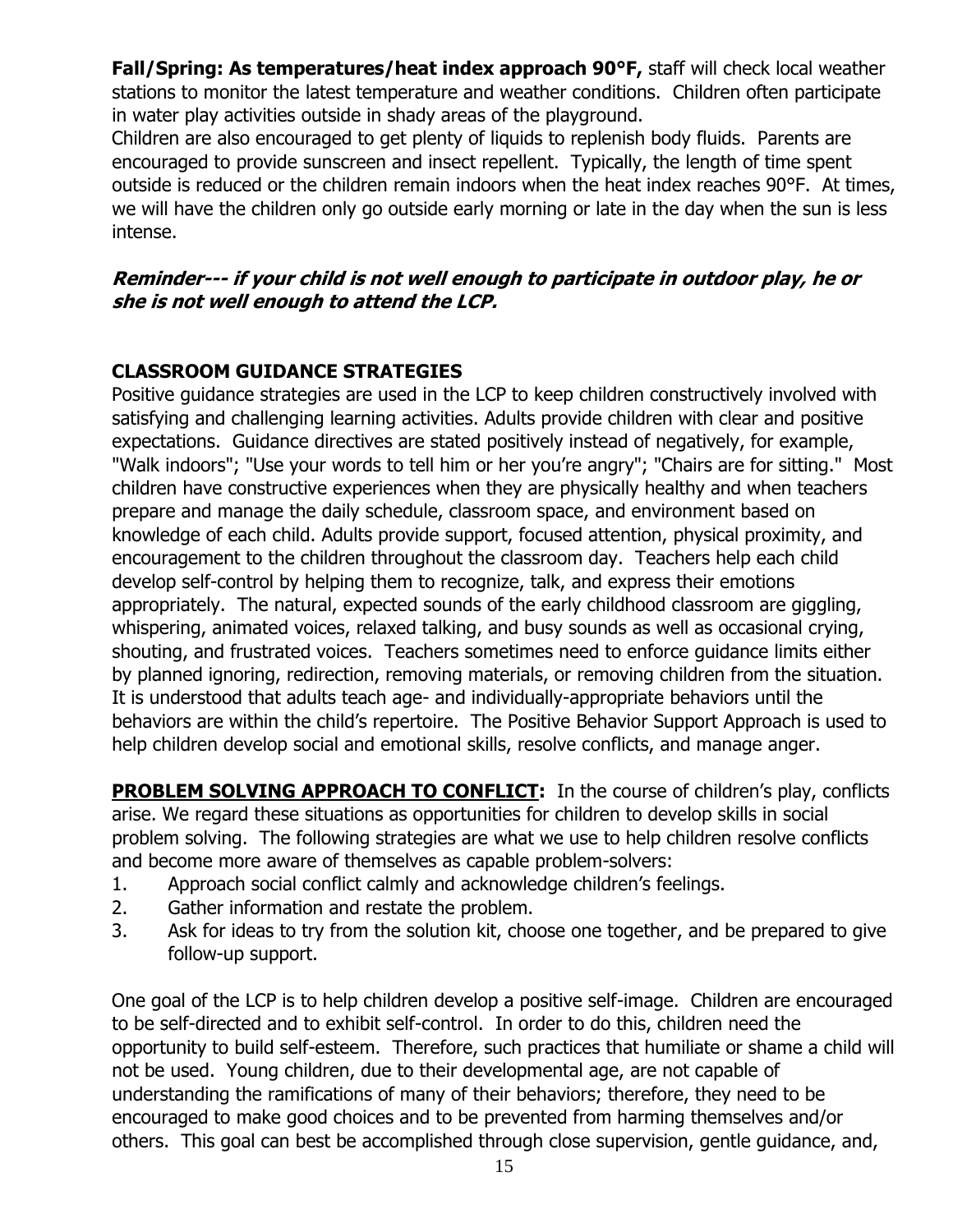**Fall/Spring: As temperatures/heat index approach 90°F,** staff will check local weather stations to monitor the latest temperature and weather conditions. Children often participate in water play activities outside in shady areas of the playground.
Children are also encouraged to get plenty of liquids to replenish body fluids. Parents are encouraged to provide sunscreen and insect repellent. Typically, the length of time spent outside is reduced or the children remain indoors when the heat index reaches 90°F. At times, we will have the children only go outside early morning or late in the day when the sun is less intense.

***Reminder--- if your child is not well enough to participate in outdoor play, he or she is not well enough to attend the LCP.***

## CLASSROOM GUIDANCE STRATEGIES

Positive guidance strategies are used in the LCP to keep children constructively involved with satisfying and challenging learning activities. Adults provide children with clear and positive expectations. Guidance directives are stated positively instead of negatively, for example, "Walk indoors"; "Use your words to tell him or her you're angry"; "Chairs are for sitting." Most children have constructive experiences when they are physically healthy and when teachers prepare and manage the daily schedule, classroom space, and environment based on knowledge of each child. Adults provide support, focused attention, physical proximity, and encouragement to the children throughout the classroom day. Teachers help each child develop self-control by helping them to recognize, talk, and express their emotions appropriately. The natural, expected sounds of the early childhood classroom are giggling, whispering, animated voices, relaxed talking, and busy sounds as well as occasional crying, shouting, and frustrated voices. Teachers sometimes need to enforce guidance limits either by planned ignoring, redirection, removing materials, or removing children from the situation. It is understood that adults teach age- and individually-appropriate behaviors until the behaviors are within the child's repertoire. The Positive Behavior Support Approach is used to help children develop social and emotional skills, resolve conflicts, and manage anger.

**PROBLEM SOLVING APPROACH TO CONFLICT:** In the course of children's play, conflicts arise. We regard these situations as opportunities for children to develop skills in social problem solving. The following strategies are what we use to help children resolve conflicts and become more aware of themselves as capable problem-solvers:

1. Approach social conflict calmly and acknowledge children's feelings.
2. Gather information and restate the problem.
3. Ask for ideas to try from the solution kit, choose one together, and be prepared to give follow-up support.

One goal of the LCP is to help children develop a positive self-image. Children are encouraged to be self-directed and to exhibit self-control. In order to do this, children need the opportunity to build self-esteem. Therefore, such practices that humiliate or shame a child will not be used. Young children, due to their developmental age, are not capable of understanding the ramifications of many of their behaviors; therefore, they need to be encouraged to make good choices and to be prevented from harming themselves and/or others. This goal can best be accomplished through close supervision, gentle guidance, and,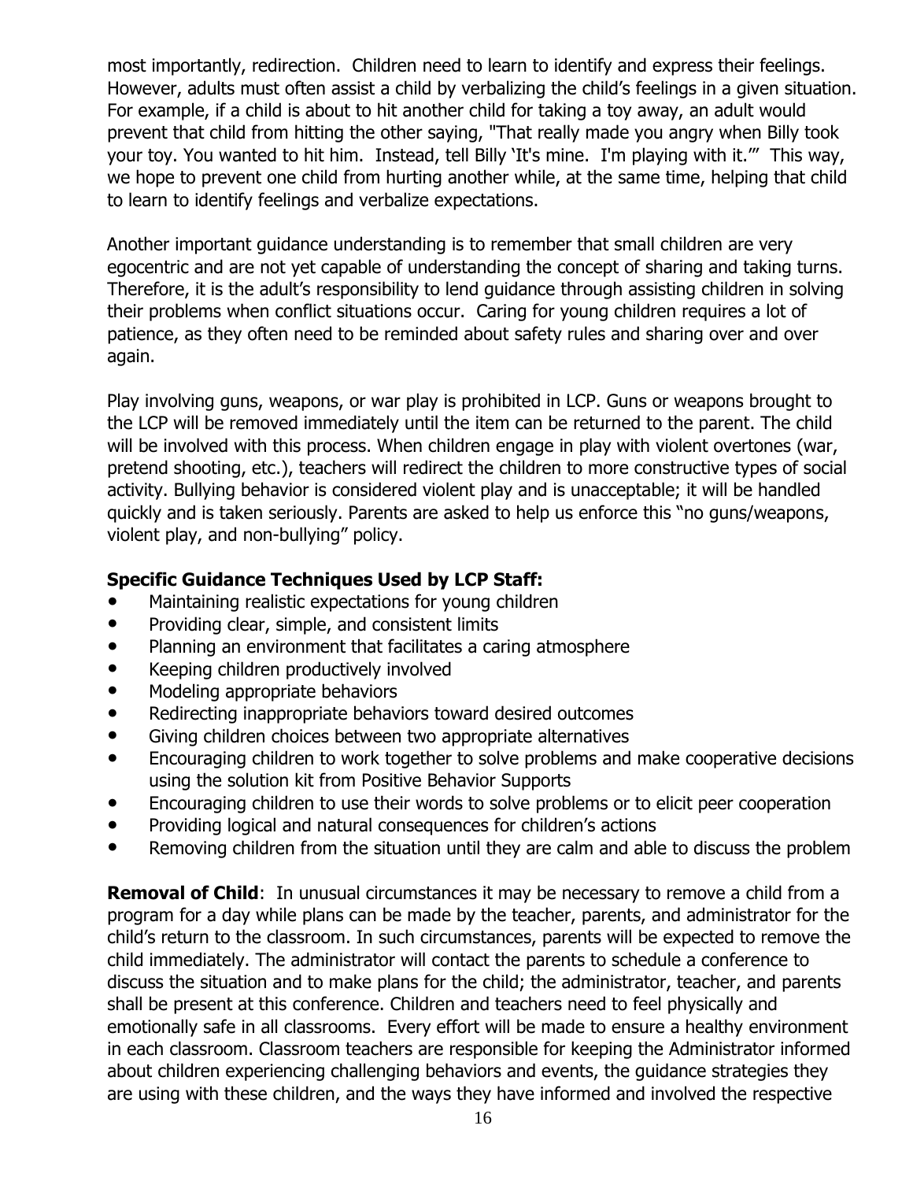most importantly, redirection. Children need to learn to identify and express their feelings. However, adults must often assist a child by verbalizing the child's feelings in a given situation. For example, if a child is about to hit another child for taking a toy away, an adult would prevent that child from hitting the other saying, "That really made you angry when Billy took your toy. You wanted to hit him. Instead, tell Billy 'It's mine. I'm playing with it.'" This way, we hope to prevent one child from hurting another while, at the same time, helping that child to learn to identify feelings and verbalize expectations.

Another important guidance understanding is to remember that small children are very egocentric and are not yet capable of understanding the concept of sharing and taking turns. Therefore, it is the adult's responsibility to lend guidance through assisting children in solving their problems when conflict situations occur. Caring for young children requires a lot of patience, as they often need to be reminded about safety rules and sharing over and over again.

Play involving guns, weapons, or war play is prohibited in LCP. Guns or weapons brought to the LCP will be removed immediately until the item can be returned to the parent. The child will be involved with this process. When children engage in play with violent overtones (war, pretend shooting, etc.), teachers will redirect the children to more constructive types of social activity. Bullying behavior is considered violent play and is unacceptable; it will be handled quickly and is taken seriously. Parents are asked to help us enforce this "no guns/weapons, violent play, and non-bullying" policy.

**Specific Guidance Techniques Used by LCP Staff:**

- Maintaining realistic expectations for young children
- Providing clear, simple, and consistent limits
- Planning an environment that facilitates a caring atmosphere
- Keeping children productively involved
- Modeling appropriate behaviors
- Redirecting inappropriate behaviors toward desired outcomes
- Giving children choices between two appropriate alternatives
- Encouraging children to work together to solve problems and make cooperative decisions using the solution kit from Positive Behavior Supports
- Encouraging children to use their words to solve problems or to elicit peer cooperation
- Providing logical and natural consequences for children's actions
- Removing children from the situation until they are calm and able to discuss the problem

**Removal of Child**: In unusual circumstances it may be necessary to remove a child from a program for a day while plans can be made by the teacher, parents, and administrator for the child's return to the classroom. In such circumstances, parents will be expected to remove the child immediately. The administrator will contact the parents to schedule a conference to discuss the situation and to make plans for the child; the administrator, teacher, and parents shall be present at this conference. Children and teachers need to feel physically and emotionally safe in all classrooms. Every effort will be made to ensure a healthy environment in each classroom. Classroom teachers are responsible for keeping the Administrator informed about children experiencing challenging behaviors and events, the guidance strategies they are using with these children, and the ways they have informed and involved the respective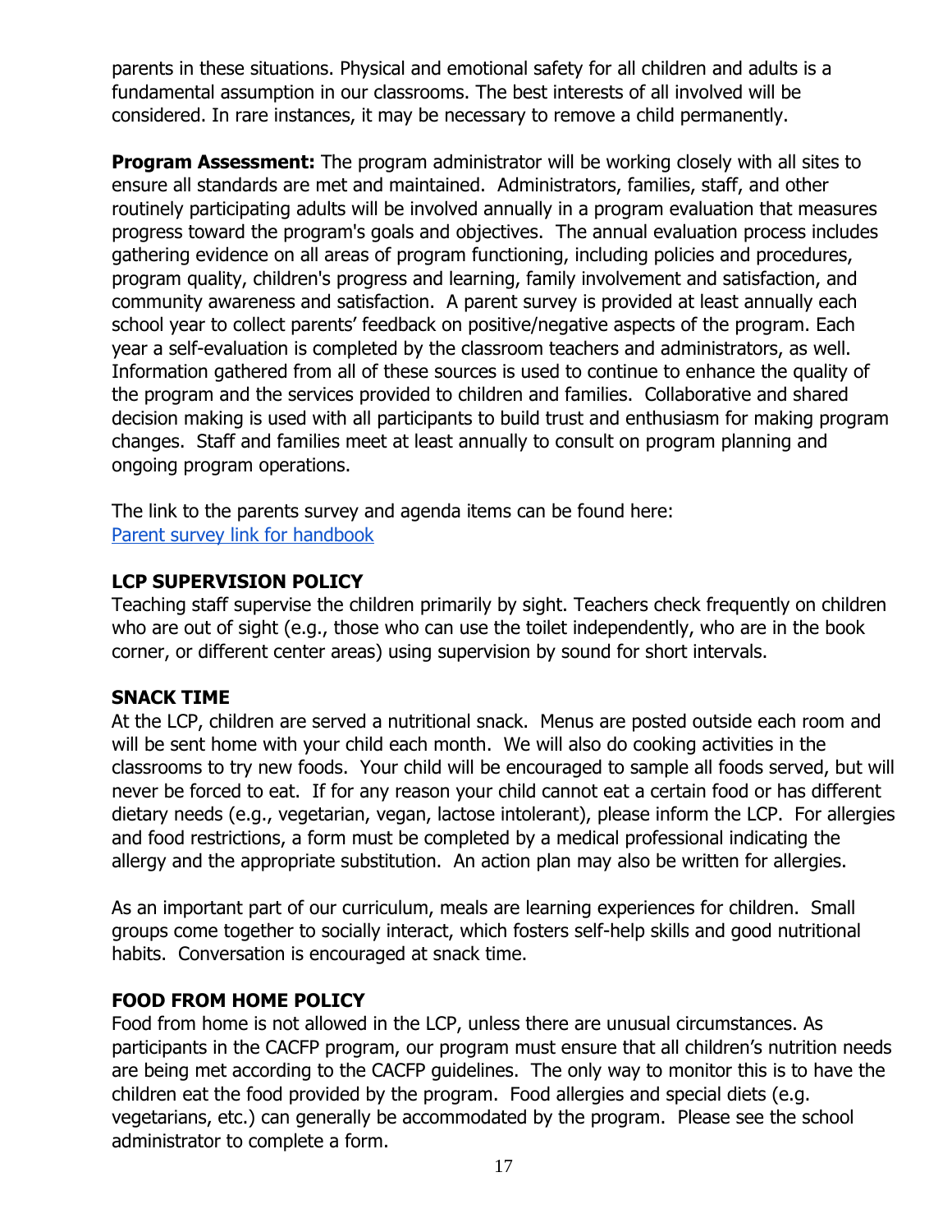parents in these situations. Physical and emotional safety for all children and adults is a fundamental assumption in our classrooms. The best interests of all involved will be considered. In rare instances, it may be necessary to remove a child permanently.

**Program Assessment:** The program administrator will be working closely with all sites to ensure all standards are met and maintained. Administrators, families, staff, and other routinely participating adults will be involved annually in a program evaluation that measures progress toward the program's goals and objectives. The annual evaluation process includes gathering evidence on all areas of program functioning, including policies and procedures, program quality, children's progress and learning, family involvement and satisfaction, and community awareness and satisfaction. A parent survey is provided at least annually each school year to collect parents' feedback on positive/negative aspects of the program. Each year a self-evaluation is completed by the classroom teachers and administrators, as well. Information gathered from all of these sources is used to continue to enhance the quality of the program and the services provided to children and families. Collaborative and shared decision making is used with all participants to build trust and enthusiasm for making program changes. Staff and families meet at least annually to consult on program planning and ongoing program operations.

The link to the parents survey and agenda items can be found here:
Parent survey link for handbook

## LCP SUPERVISION POLICY

Teaching staff supervise the children primarily by sight. Teachers check frequently on children who are out of sight (e.g., those who can use the toilet independently, who are in the book corner, or different center areas) using supervision by sound for short intervals.

## SNACK TIME

At the LCP, children are served a nutritional snack. Menus are posted outside each room and will be sent home with your child each month. We will also do cooking activities in the classrooms to try new foods. Your child will be encouraged to sample all foods served, but will never be forced to eat. If for any reason your child cannot eat a certain food or has different dietary needs (e.g., vegetarian, vegan, lactose intolerant), please inform the LCP. For allergies and food restrictions, a form must be completed by a medical professional indicating the allergy and the appropriate substitution. An action plan may also be written for allergies.

As an important part of our curriculum, meals are learning experiences for children. Small groups come together to socially interact, which fosters self-help skills and good nutritional habits. Conversation is encouraged at snack time.

## FOOD FROM HOME POLICY

Food from home is not allowed in the LCP, unless there are unusual circumstances. As participants in the CACFP program, our program must ensure that all children's nutrition needs are being met according to the CACFP guidelines. The only way to monitor this is to have the children eat the food provided by the program. Food allergies and special diets (e.g. vegetarians, etc.) can generally be accommodated by the program. Please see the school administrator to complete a form.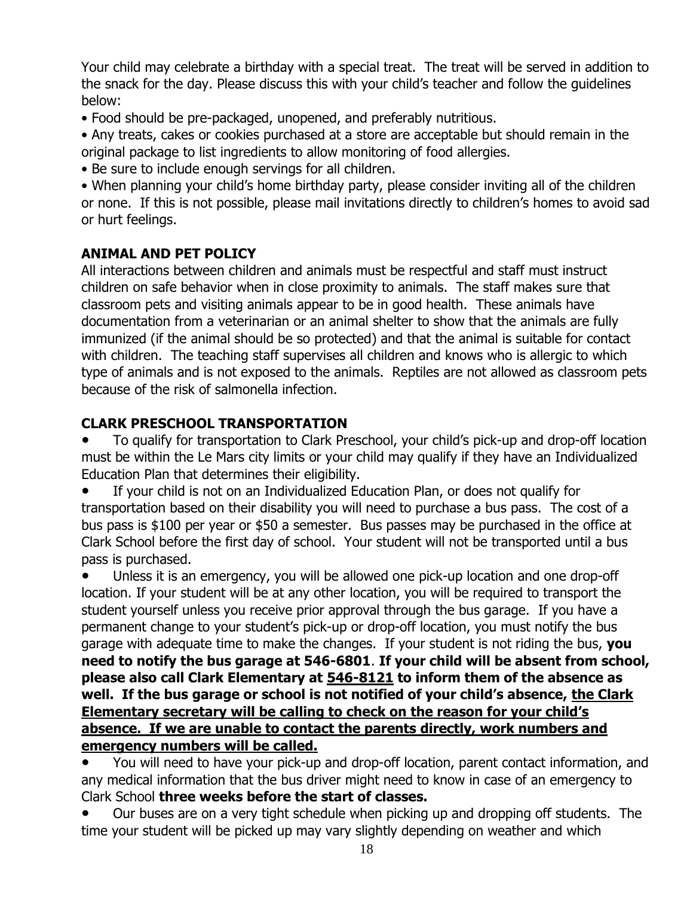Your child may celebrate a birthday with a special treat. The treat will be served in addition to the snack for the day. Please discuss this with your child's teacher and follow the guidelines below:

- Food should be pre-packaged, unopened, and preferably nutritious.
- Any treats, cakes or cookies purchased at a store are acceptable but should remain in the original package to list ingredients to allow monitoring of food allergies.
- Be sure to include enough servings for all children.
- When planning your child's home birthday party, please consider inviting all of the children or none. If this is not possible, please mail invitations directly to children's homes to avoid sad or hurt feelings.

## ANIMAL AND PET POLICY

All interactions between children and animals must be respectful and staff must instruct children on safe behavior when in close proximity to animals. The staff makes sure that classroom pets and visiting animals appear to be in good health. These animals have documentation from a veterinarian or an animal shelter to show that the animals are fully immunized (if the animal should be so protected) and that the animal is suitable for contact with children. The teaching staff supervises all children and knows who is allergic to which type of animals and is not exposed to the animals. Reptiles are not allowed as classroom pets because of the risk of salmonella infection.

## CLARK PRESCHOOL TRANSPORTATION

- To qualify for transportation to Clark Preschool, your child's pick-up and drop-off location must be within the Le Mars city limits or your child may qualify if they have an Individualized Education Plan that determines their eligibility.
- If your child is not on an Individualized Education Plan, or does not qualify for transportation based on their disability you will need to purchase a bus pass. The cost of a bus pass is $100 per year or $50 a semester. Bus passes may be purchased in the office at Clark School before the first day of school. Your student will not be transported until a bus pass is purchased.
- Unless it is an emergency, you will be allowed one pick-up location and one drop-off location. If your student will be at any other location, you will be required to transport the student yourself unless you receive prior approval through the bus garage. If you have a permanent change to your student's pick-up or drop-off location, you must notify the bus garage with adequate time to make the changes. If your student is not riding the bus, **you need to notify the bus garage at 546-6801**. **If your child will be absent from school, please also call Clark Elementary at <u>546-8121</u> to inform them of the absence as well. If the bus garage or school is not notified of your child's absence, <u>the Clark Elementary secretary will be calling to check on the reason for your child's absence. If we are unable to contact the parents directly, work numbers and emergency numbers will be called.</u>**
- You will need to have your pick-up and drop-off location, parent contact information, and any medical information that the bus driver might need to know in case of an emergency to Clark School **three weeks before the start of classes.**
- Our buses are on a very tight schedule when picking up and dropping off students. The time your student will be picked up may vary slightly depending on weather and which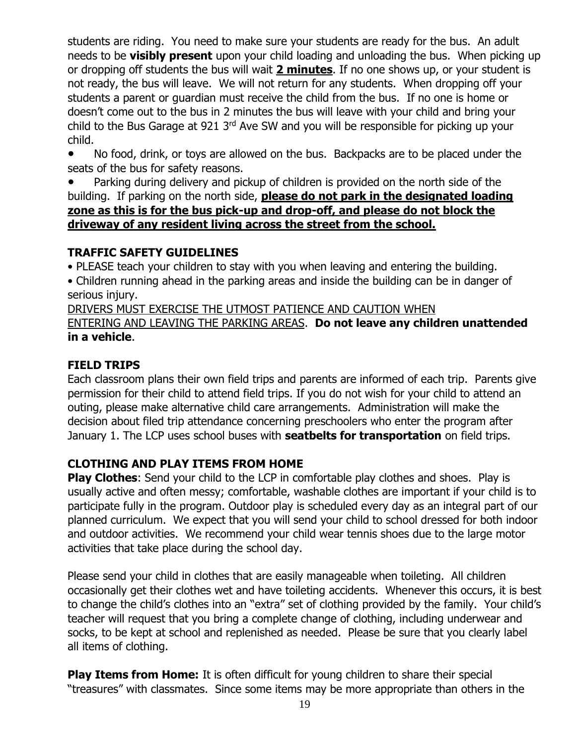students are riding. You need to make sure your students are ready for the bus. An adult needs to be **visibly present** upon your child loading and unloading the bus. When picking up or dropping off students the bus will wait **2 minutes**. If no one shows up, or your student is not ready, the bus will leave. We will not return for any students. When dropping off your students a parent or guardian must receive the child from the bus. If no one is home or doesn't come out to the bus in 2 minutes the bus will leave with your child and bring your child to the Bus Garage at 921 3rd Ave SW and you will be responsible for picking up your child.

- No food, drink, or toys are allowed on the bus. Backpacks are to be placed under the seats of the bus for safety reasons.
- Parking during delivery and pickup of children is provided on the north side of the building. If parking on the north side, **please do not park in the designated loading zone as this is for the bus pick-up and drop-off, and please do not block the driveway of any resident living across the street from the school.**

### TRAFFIC SAFETY GUIDELINES

- PLEASE teach your children to stay with you when leaving and entering the building.
- Children running ahead in the parking areas and inside the building can be in danger of serious injury.

DRIVERS MUST EXERCISE THE UTMOST PATIENCE AND CAUTION WHEN ENTERING AND LEAVING THE PARKING AREAS. **Do not leave any children unattended in a vehicle**.

### FIELD TRIPS

Each classroom plans their own field trips and parents are informed of each trip. Parents give permission for their child to attend field trips. If you do not wish for your child to attend an outing, please make alternative child care arrangements. Administration will make the decision about filed trip attendance concerning preschoolers who enter the program after January 1. The LCP uses school buses with **seatbelts for transportation** on field trips.

### CLOTHING AND PLAY ITEMS FROM HOME

**Play Clothes**: Send your child to the LCP in comfortable play clothes and shoes. Play is usually active and often messy; comfortable, washable clothes are important if your child is to participate fully in the program. Outdoor play is scheduled every day as an integral part of our planned curriculum. We expect that you will send your child to school dressed for both indoor and outdoor activities. We recommend your child wear tennis shoes due to the large motor activities that take place during the school day.

Please send your child in clothes that are easily manageable when toileting. All children occasionally get their clothes wet and have toileting accidents. Whenever this occurs, it is best to change the child's clothes into an "extra" set of clothing provided by the family. Your child's teacher will request that you bring a complete change of clothing, including underwear and socks, to be kept at school and replenished as needed. Please be sure that you clearly label all items of clothing.

**Play Items from Home:** It is often difficult for young children to share their special "treasures" with classmates. Since some items may be more appropriate than others in the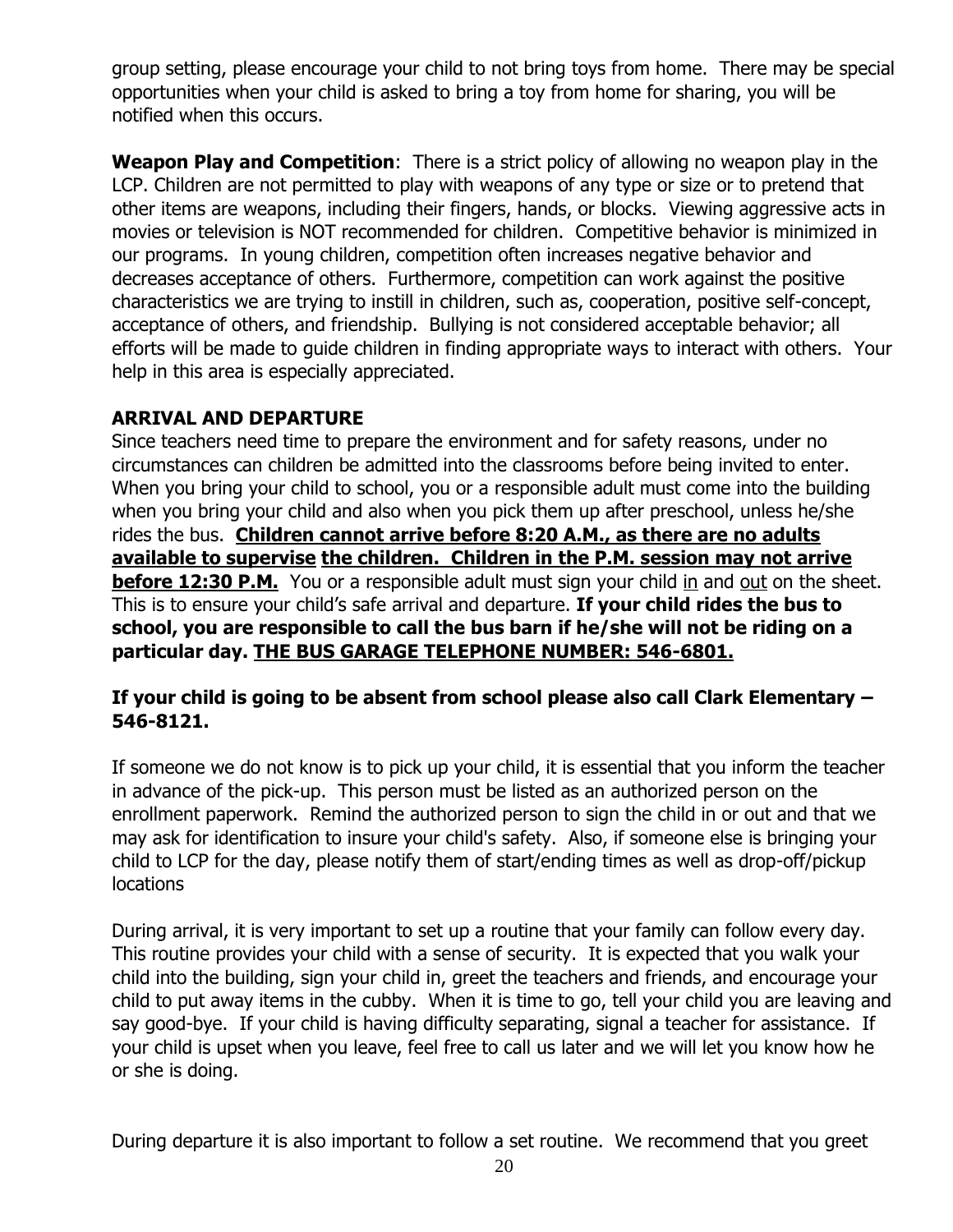group setting, please encourage your child to not bring toys from home. There may be special opportunities when your child is asked to bring a toy from home for sharing, you will be notified when this occurs.

**Weapon Play and Competition**: There is a strict policy of allowing no weapon play in the LCP. Children are not permitted to play with weapons of any type or size or to pretend that other items are weapons, including their fingers, hands, or blocks. Viewing aggressive acts in movies or television is NOT recommended for children. Competitive behavior is minimized in our programs. In young children, competition often increases negative behavior and decreases acceptance of others. Furthermore, competition can work against the positive characteristics we are trying to instill in children, such as, cooperation, positive self-concept, acceptance of others, and friendship. Bullying is not considered acceptable behavior; all efforts will be made to guide children in finding appropriate ways to interact with others. Your help in this area is especially appreciated.

## ARRIVAL AND DEPARTURE

Since teachers need time to prepare the environment and for safety reasons, under no circumstances can children be admitted into the classrooms before being invited to enter. When you bring your child to school, you or a responsible adult must come into the building when you bring your child and also when you pick them up after preschool, unless he/she rides the bus. **<u>Children cannot arrive before 8:20 A.M., as there are no adults available to supervise the children. Children in the P.M. session may not arrive before 12:30 P.M.</u>** You or a responsible adult must sign your child <u>in</u> and <u>out</u> on the sheet. This is to ensure your child's safe arrival and departure. **If your child rides the bus to school, you are responsible to call the bus barn if he/she will not be riding on a particular day. <u>THE BUS GARAGE TELEPHONE NUMBER: 546-6801.</u>**

**If your child is going to be absent from school please also call Clark Elementary – 546-8121.**

If someone we do not know is to pick up your child, it is essential that you inform the teacher in advance of the pick-up. This person must be listed as an authorized person on the enrollment paperwork. Remind the authorized person to sign the child in or out and that we may ask for identification to insure your child's safety. Also, if someone else is bringing your child to LCP for the day, please notify them of start/ending times as well as drop-off/pickup locations

During arrival, it is very important to set up a routine that your family can follow every day. This routine provides your child with a sense of security. It is expected that you walk your child into the building, sign your child in, greet the teachers and friends, and encourage your child to put away items in the cubby. When it is time to go, tell your child you are leaving and say good-bye. If your child is having difficulty separating, signal a teacher for assistance. If your child is upset when you leave, feel free to call us later and we will let you know how he or she is doing.

During departure it is also important to follow a set routine. We recommend that you greet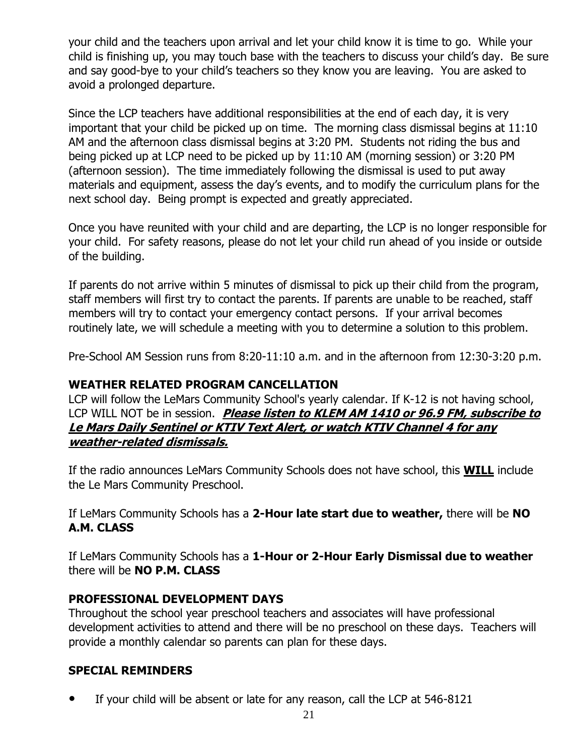your child and the teachers upon arrival and let your child know it is time to go. While your child is finishing up, you may touch base with the teachers to discuss your child's day. Be sure and say good-bye to your child's teachers so they know you are leaving. You are asked to avoid a prolonged departure.

Since the LCP teachers have additional responsibilities at the end of each day, it is very important that your child be picked up on time. The morning class dismissal begins at 11:10 AM and the afternoon class dismissal begins at 3:20 PM. Students not riding the bus and being picked up at LCP need to be picked up by 11:10 AM (morning session) or 3:20 PM (afternoon session). The time immediately following the dismissal is used to put away materials and equipment, assess the day's events, and to modify the curriculum plans for the next school day. Being prompt is expected and greatly appreciated.

Once you have reunited with your child and are departing, the LCP is no longer responsible for your child. For safety reasons, please do not let your child run ahead of you inside or outside of the building.

If parents do not arrive within 5 minutes of dismissal to pick up their child from the program, staff members will first try to contact the parents. If parents are unable to be reached, staff members will try to contact your emergency contact persons. If your arrival becomes routinely late, we will schedule a meeting with you to determine a solution to this problem.

Pre-School AM Session runs from 8:20-11:10 a.m. and in the afternoon from 12:30-3:20 p.m.

**WEATHER RELATED PROGRAM CANCELLATION**

LCP will follow the LeMars Community School's yearly calendar. If K-12 is not having school, LCP WILL NOT be in session. ***Please listen to KLEM AM 1410 or 96.9 FM, subscribe to Le Mars Daily Sentinel or KTIV Text Alert, or watch KTIV Channel 4 for any weather-related dismissals.***

If the radio announces LeMars Community Schools does not have school, this **WILL** include the Le Mars Community Preschool.

If LeMars Community Schools has a **2-Hour late start due to weather,** there will be **NO A.M. CLASS**

If LeMars Community Schools has a **1-Hour or 2-Hour Early Dismissal due to weather** there will be **NO P.M. CLASS**

**PROFESSIONAL DEVELOPMENT DAYS**

Throughout the school year preschool teachers and associates will have professional development activities to attend and there will be no preschool on these days. Teachers will provide a monthly calendar so parents can plan for these days.

**SPECIAL REMINDERS**

- If your child will be absent or late for any reason, call the LCP at 546-8121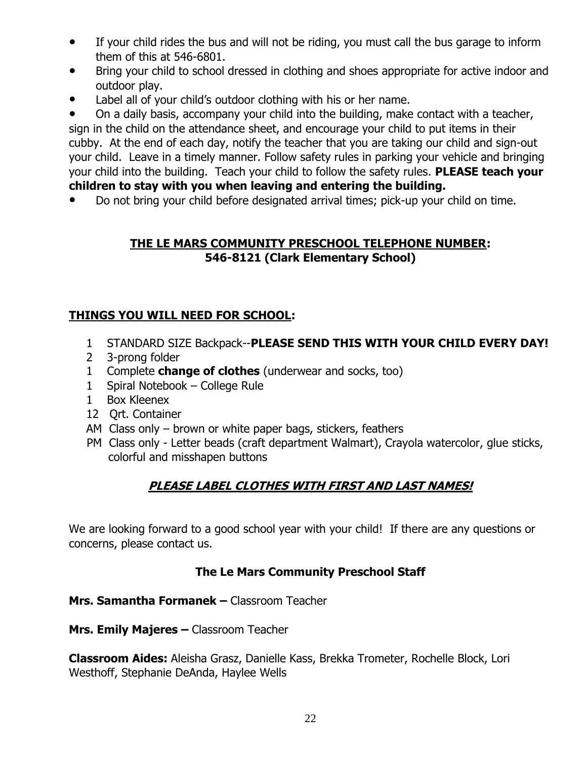- If your child rides the bus and will not be riding, you must call the bus garage to inform them of this at 546-6801.
- Bring your child to school dressed in clothing and shoes appropriate for active indoor and outdoor play.
- Label all of your child's outdoor clothing with his or her name.
- On a daily basis, accompany your child into the building, make contact with a teacher, sign in the child on the attendance sheet, and encourage your child to put items in their cubby. At the end of each day, notify the teacher that you are taking our child and sign-out your child. Leave in a timely manner. Follow safety rules in parking your vehicle and bringing your child into the building. Teach your child to follow the safety rules. **PLEASE teach your children to stay with you when leaving and entering the building.**
- Do not bring your child before designated arrival times; pick-up your child on time.

**<u>THE LE MARS COMMUNITY PRESCHOOL TELEPHONE NUMBER</u>:**
**546-8121 (Clark Elementary School)**

**<u>THINGS YOU WILL NEED FOR SCHOOL</u>:**

1 STANDARD SIZE Backpack--**PLEASE SEND THIS WITH YOUR CHILD EVERY DAY!**
2 3-prong folder
1 Complete **change of clothes** (underwear and socks, too)
1 Spiral Notebook – College Rule
1 Box Kleenex
12 Qrt. Container
AM Class only – brown or white paper bags, stickers, feathers
PM Class only - Letter beads (craft department Walmart), Crayola watercolor, glue sticks, colorful and misshapen buttons

***<u>PLEASE LABEL CLOTHES WITH FIRST AND LAST NAMES!</u>***

We are looking forward to a good school year with your child! If there are any questions or concerns, please contact us.

**The Le Mars Community Preschool Staff**

**Mrs. Samantha Formanek –** Classroom Teacher

**Mrs. Emily Majeres –** Classroom Teacher

**Classroom Aides:** Aleisha Grasz, Danielle Kass, Brekka Trometer, Rochelle Block, Lori Westhoff, Stephanie DeAnda, Haylee Wells